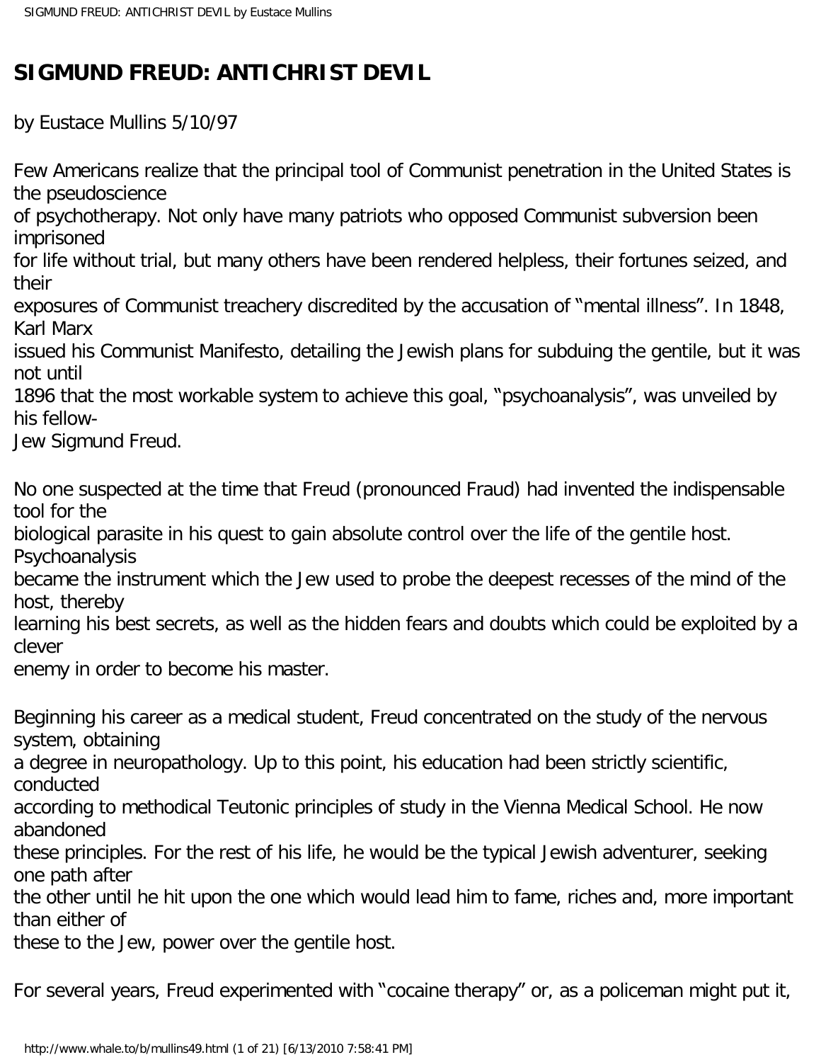# SIGMUND FREUD: ANTICHRIST DEVIL

by Eustace Mullins 5/10/97

Few Americans realize that the principal tool of Communist penetration in the United States is the pseudoscience of psychotherapy. Not only have many patriots who opposed Communist subversion been imprisoned for life without trial, but many others have been rendered helpless, their fortunes seized, and their exposures of Communist treachery discredited by the accusation of "mental illness". In 1848, Karl Marx issued his Communist Manifesto, detailing the Jewish plans for subduing the gentile, but it was not until 1896 that the most workable system to achieve this goal, "psychoanalysis", was unveiled by his fellow-Jew Sigmund Freud.

No one suspected at the time that Freud (pronounced Fraud) had invented the indispensable tool for the biological parasite in his quest to gain absolute control over the life of the gentile host. Psychoanalysis became the instrument which the Jew used to probe the deepest recesses of the mind of the host, thereby learning his best secrets, as well as the hidden fears and doubts which could be exploited by a clever enemy in order to become his master.

Beginning his career as a medical student, Freud concentrated on the study of the nervous system, obtaining a degree in neuropathology. Up to this point, his education had been strictly scientific, conducted according to methodical Teutonic principles of study in the Vienna Medical School. He now abandoned these principles. For the rest of his life, he would be the typical Jewish adventurer, seeking one path after the other until he hit upon the one which would lead him to fame, riches and, more important than either of these to the Jew, power over the gentile host.

For several years, Freud experimented with "cocaine therapy" or, as a policeman might put it,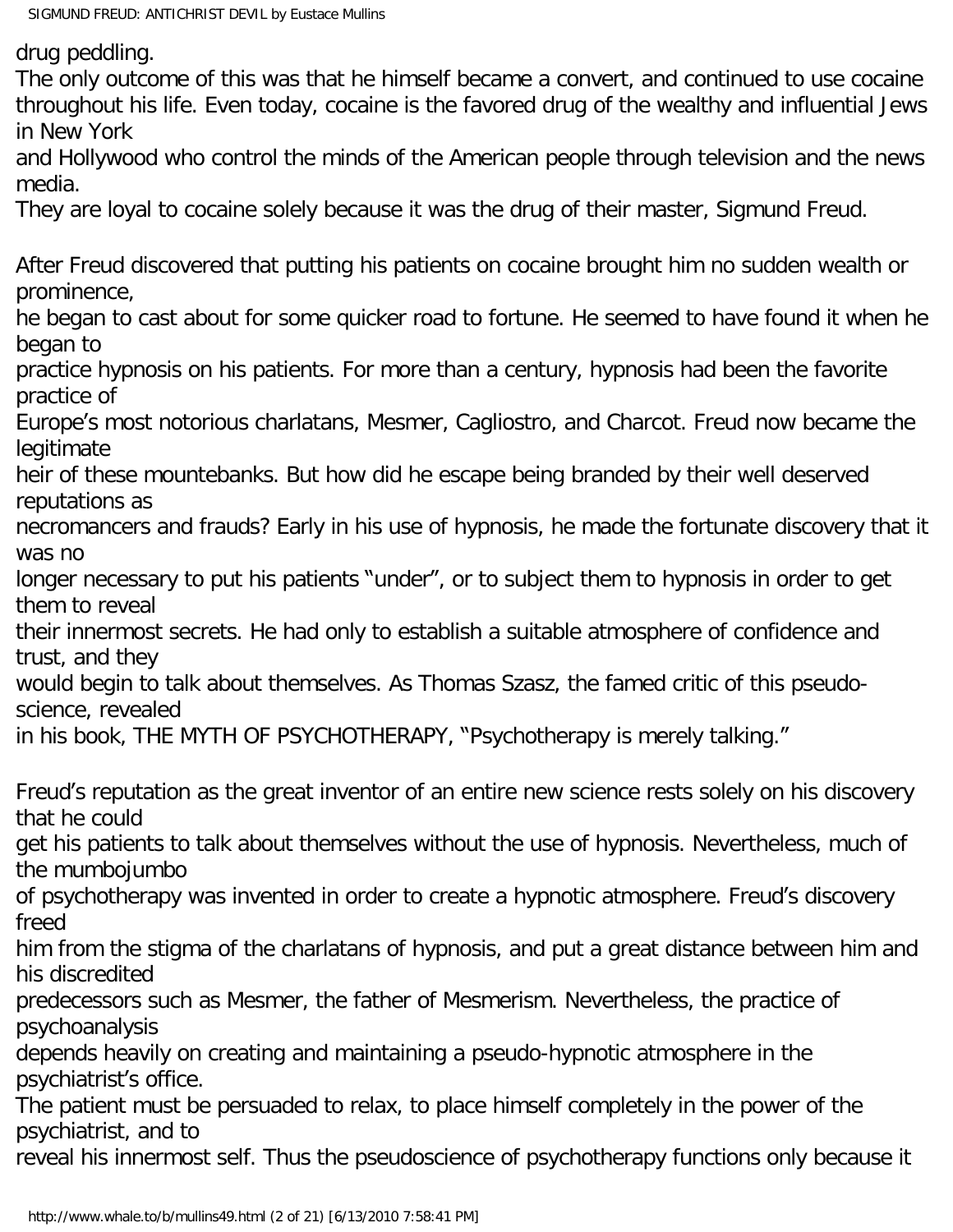drug peddling.

The only outcome of this was that he himself became a convert, and continued to use cocaine throughout his life. Even today, cocaine is the favored drug of the wealthy and influential Jews in New York and Hollywood who control the minds of the American people through television and the news media. They are loyal to cocaine solely because it was the drug of their master, Sigmund Freud.

After Freud discovered that putting his patients on cocaine brought him no sudden wealth or prominence, he began to cast about for some quicker road to fortune. He seemed to have found it when he began to practice hypnosis on his patients. For more than a century, hypnosis had been the favorite practice of Europe's most notorious charlatans, Mesmer, Cagliostro, and Charcot. Freud now became the legitimate heir of these mountebanks. But how did he escape being branded by their well deserved reputations as necromancers and frauds? Early in his use of hypnosis, he made the fortunate discovery that it was no longer necessary to put his patients "under", or to subject them to hypnosis in order to get them to reveal their innermost secrets. He had only to establish a suitable atmosphere of confidence and trust, and they would begin to talk about themselves. As Thomas Szasz, the famed critic of this pseudo-science, revealed in his book, THE MYTH OF PSYCHOTHERAPY, "Psychotherapy is merely talking."

Freud's reputation as the great inventor of an entire new science rests solely on his discovery that he could get his patients to talk about themselves without the use of hypnosis. Nevertheless, much of the mumbojumbo of psychotherapy was invented in order to create a hypnotic atmosphere. Freud's discovery freed him from the stigma of the charlatans of hypnosis, and put a great distance between him and his discredited predecessors such as Mesmer, the father of Mesmerism. Nevertheless, the practice of psychoanalysis depends heavily on creating and maintaining a pseudo-hypnotic atmosphere in the psychiatrist's office. The patient must be persuaded to relax, to place himself completely in the power of the psychiatrist, and to reveal his innermost self. Thus the pseudoscience of psychotherapy functions only because it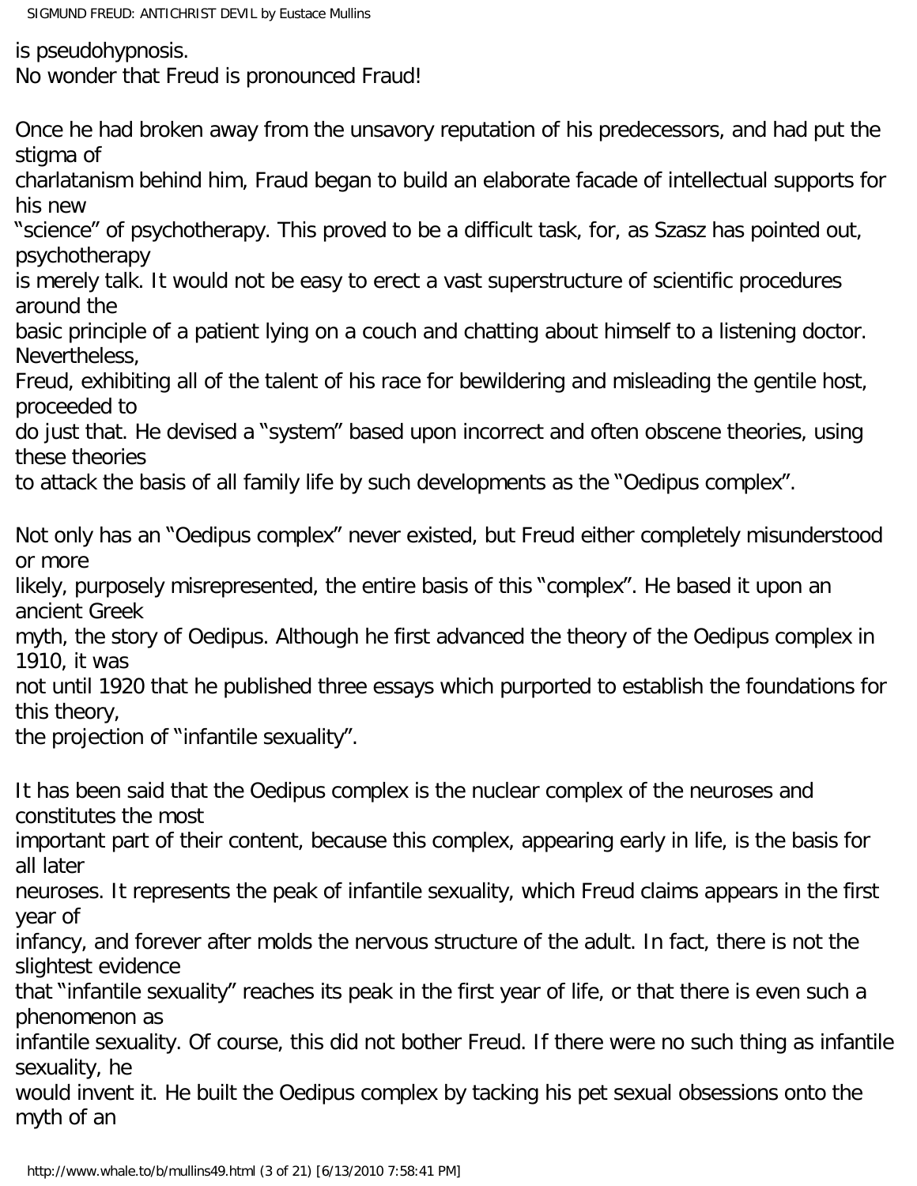is pseudohypnosis.
No wonder that Freud is pronounced Fraud!

Once he had broken away from the unsavory reputation of his predecessors, and had put the stigma of charlatanism behind him, Fraud began to build an elaborate facade of intellectual supports for his new "science" of psychotherapy. This proved to be a difficult task, for, as Szasz has pointed out, psychotherapy is merely talk. It would not be easy to erect a vast superstructure of scientific procedures around the basic principle of a patient lying on a couch and chatting about himself to a listening doctor. Nevertheless, Freud, exhibiting all of the talent of his race for bewildering and misleading the gentile host, proceeded to do just that. He devised a "system" based upon incorrect and often obscene theories, using these theories to attack the basis of all family life by such developments as the "Oedipus complex".

Not only has an "Oedipus complex" never existed, but Freud either completely misunderstood or more likely, purposely misrepresented, the entire basis of this "complex". He based it upon an ancient Greek myth, the story of Oedipus. Although he first advanced the theory of the Oedipus complex in 1910, it was not until 1920 that he published three essays which purported to establish the foundations for this theory, the projection of "infantile sexuality".

It has been said that the Oedipus complex is the nuclear complex of the neuroses and constitutes the most important part of their content, because this complex, appearing early in life, is the basis for all later neuroses. It represents the peak of infantile sexuality, which Freud claims appears in the first year of infancy, and forever after molds the nervous structure of the adult. In fact, there is not the slightest evidence that "infantile sexuality" reaches its peak in the first year of life, or that there is even such a phenomenon as infantile sexuality. Of course, this did not bother Freud. If there were no such thing as infantile sexuality, he would invent it. He built the Oedipus complex by tacking his pet sexual obsessions onto the myth of an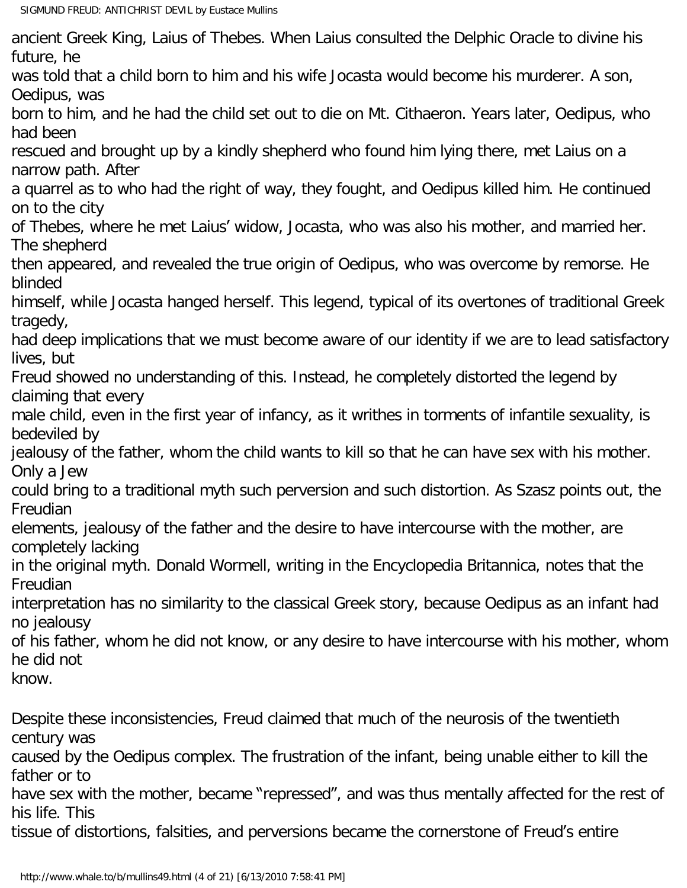ancient Greek King, Laius of Thebes. When Laius consulted the Delphic Oracle to divine his future, he was told that a child born to him and his wife Jocasta would become his murderer. A son, Oedipus, was born to him, and he had the child set out to die on Mt. Cithaeron. Years later, Oedipus, who had been rescued and brought up by a kindly shepherd who found him lying there, met Laius on a narrow path. After a quarrel as to who had the right of way, they fought, and Oedipus killed him. He continued on to the city of Thebes, where he met Laius' widow, Jocasta, who was also his mother, and married her. The shepherd then appeared, and revealed the true origin of Oedipus, who was overcome by remorse. He blinded himself, while Jocasta hanged herself. This legend, typical of its overtones of traditional Greek tragedy, had deep implications that we must become aware of our identity if we are to lead satisfactory lives, but Freud showed no understanding of this. Instead, he completely distorted the legend by claiming that every male child, even in the first year of infancy, as it writhes in torments of infantile sexuality, is bedeviled by jealousy of the father, whom the child wants to kill so that he can have sex with his mother. Only a Jew could bring to a traditional myth such perversion and such distortion. As Szasz points out, the Freudian elements, jealousy of the father and the desire to have intercourse with the mother, are completely lacking in the original myth. Donald Wormell, writing in the Encyclopedia Britannica, notes that the Freudian interpretation has no similarity to the classical Greek story, because Oedipus as an infant had no jealousy of his father, whom he did not know, or any desire to have intercourse with his mother, whom he did not know.

Despite these inconsistencies, Freud claimed that much of the neurosis of the twentieth century was caused by the Oedipus complex. The frustration of the infant, being unable either to kill the father or to have sex with the mother, became "repressed", and was thus mentally affected for the rest of his life. This tissue of distortions, falsities, and perversions became the cornerstone of Freud's entire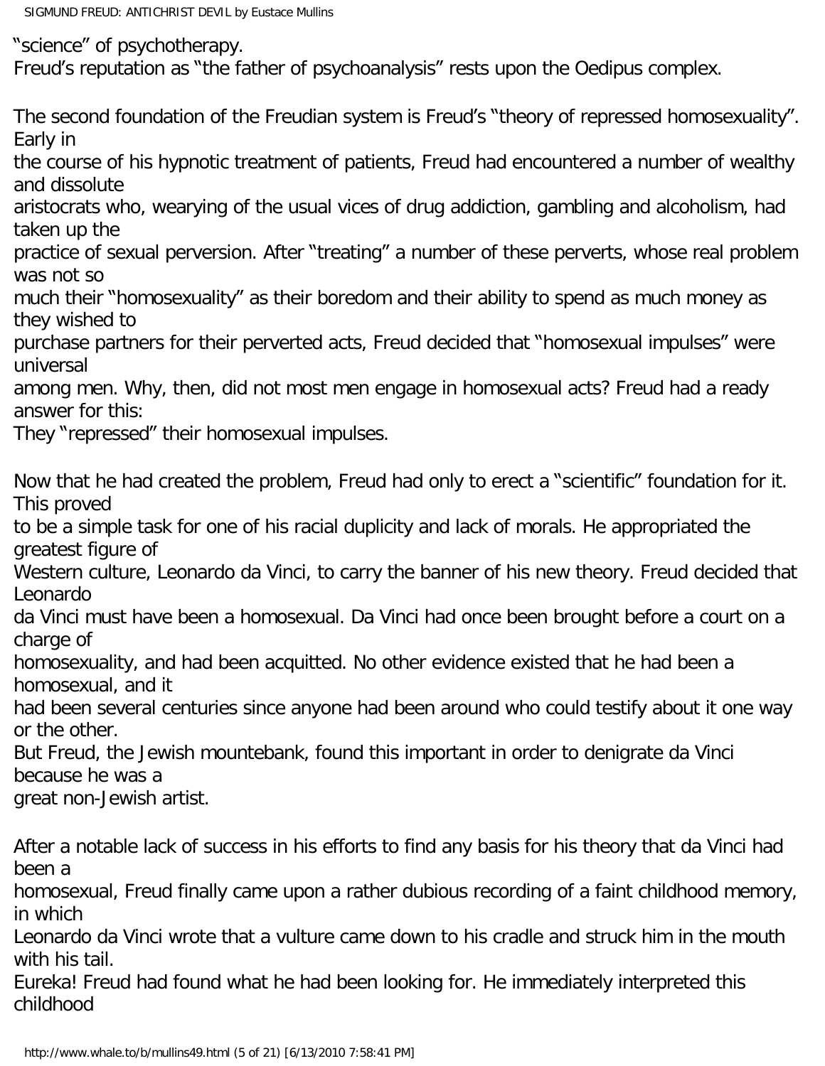"science" of psychotherapy.
Freud's reputation as "the father of psychoanalysis" rests upon the Oedipus complex.

The second foundation of the Freudian system is Freud's "theory of repressed homosexuality". Early in the course of his hypnotic treatment of patients, Freud had encountered a number of wealthy and dissolute aristocrats who, wearying of the usual vices of drug addiction, gambling and alcoholism, had taken up the practice of sexual perversion. After "treating" a number of these perverts, whose real problem was not so much their "homosexuality" as their boredom and their ability to spend as much money as they wished to purchase partners for their perverted acts, Freud decided that "homosexual impulses" were universal among men. Why, then, did not most men engage in homosexual acts? Freud had a ready answer for this: They "repressed" their homosexual impulses.

Now that he had created the problem, Freud had only to erect a "scientific" foundation for it. This proved to be a simple task for one of his racial duplicity and lack of morals. He appropriated the greatest figure of Western culture, Leonardo da Vinci, to carry the banner of his new theory. Freud decided that Leonardo da Vinci must have been a homosexual. Da Vinci had once been brought before a court on a charge of homosexuality, and had been acquitted. No other evidence existed that he had been a homosexual, and it had been several centuries since anyone had been around who could testify about it one way or the other.
But Freud, the Jewish mountebank, found this important in order to denigrate da Vinci because he was a great non-Jewish artist.

After a notable lack of success in his efforts to find any basis for his theory that da Vinci had been a homosexual, Freud finally came upon a rather dubious recording of a faint childhood memory, in which Leonardo da Vinci wrote that a vulture came down to his cradle and struck him in the mouth with his tail.
Eureka! Freud had found what he had been looking for. He immediately interpreted this childhood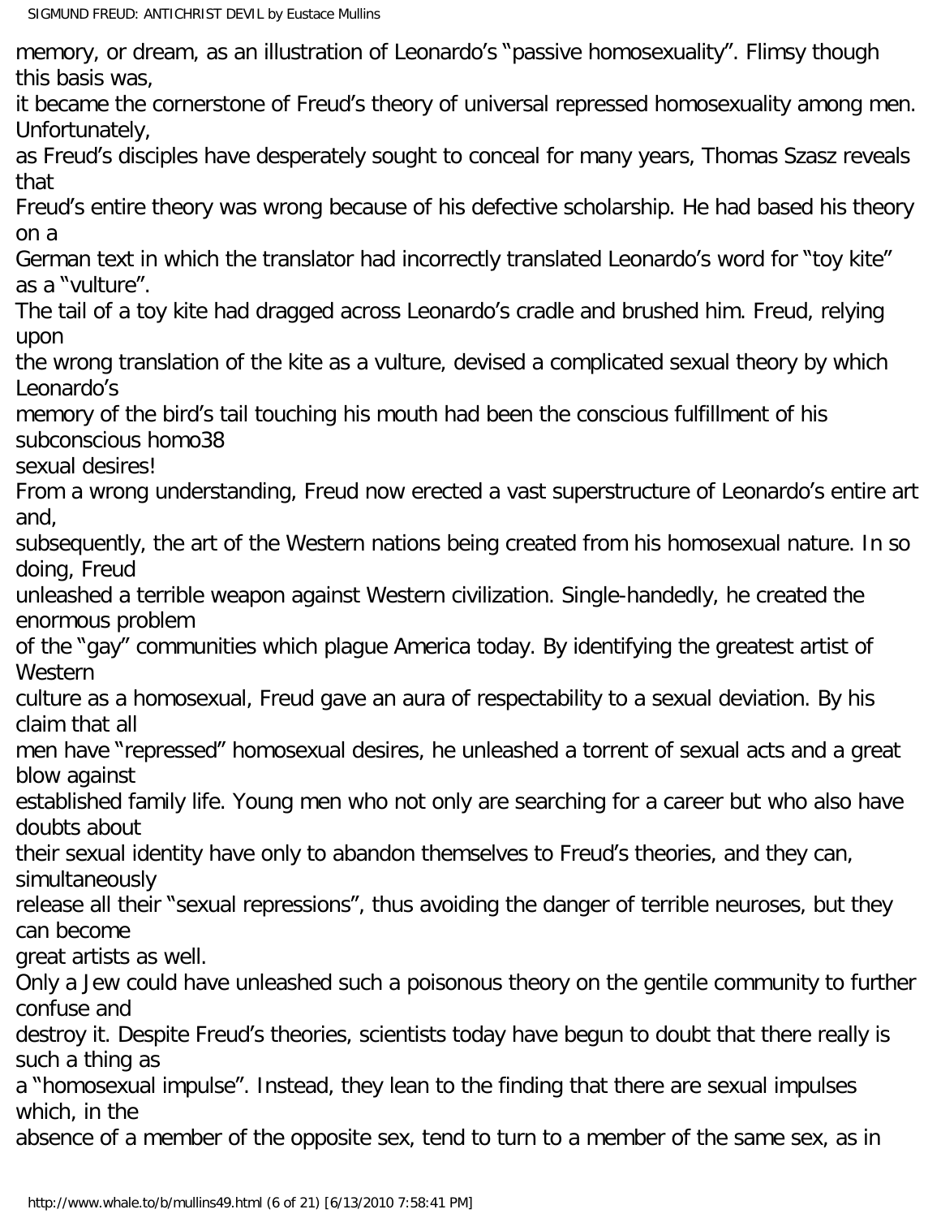memory, or dream, as an illustration of Leonardo's "passive homosexuality". Flimsy though this basis was, it became the cornerstone of Freud's theory of universal repressed homosexuality among men. Unfortunately, as Freud's disciples have desperately sought to conceal for many years, Thomas Szasz reveals that Freud's entire theory was wrong because of his defective scholarship. He had based his theory on a German text in which the translator had incorrectly translated Leonardo's word for "toy kite" as a "vulture". The tail of a toy kite had dragged across Leonardo's cradle and brushed him. Freud, relying upon the wrong translation of the kite as a vulture, devised a complicated sexual theory by which Leonardo's memory of the bird's tail touching his mouth had been the conscious fulfillment of his subconscious homo[38]sexual desires!

From a wrong understanding, Freud now erected a vast superstructure of Leonardo's entire art and, subsequently, the art of the Western nations being created from his homosexual nature. In so doing, Freud unleashed a terrible weapon against Western civilization. Single-handedly, he created the enormous problem of the "gay" communities which plague America today. By identifying the greatest artist of Western culture as a homosexual, Freud gave an aura of respectability to a sexual deviation. By his claim that all men have "repressed" homosexual desires, he unleashed a torrent of sexual acts and a great blow against established family life. Young men who not only are searching for a career but who also have doubts about their sexual identity have only to abandon themselves to Freud's theories, and they can, simultaneously release all their "sexual repressions", thus avoiding the danger of terrible neuroses, but they can become great artists as well.

Only a Jew could have unleashed such a poisonous theory on the gentile community to further confuse and destroy it. Despite Freud's theories, scientists today have begun to doubt that there really is such a thing as a "homosexual impulse". Instead, they lean to the finding that there are sexual impulses which, in the absence of a member of the opposite sex, tend to turn to a member of the same sex, as in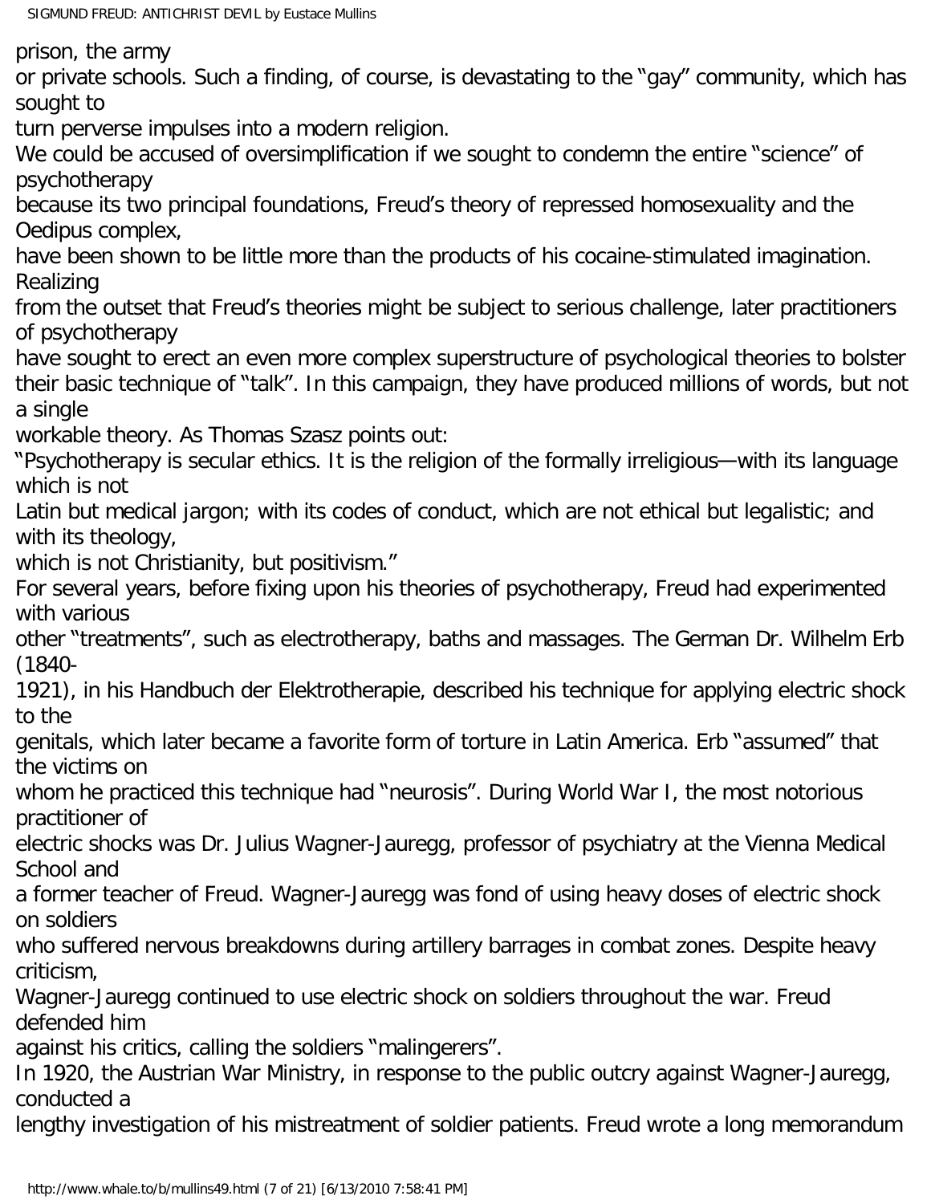prison, the army or private schools. Such a finding, of course, is devastating to the "gay" community, which has sought to turn perverse impulses into a modern religion.

We could be accused of oversimplification if we sought to condemn the entire "science" of psychotherapy because its two principal foundations, Freud's theory of repressed homosexuality and the Oedipus complex, have been shown to be little more than the products of his cocaine-stimulated imagination. Realizing from the outset that Freud's theories might be subject to serious challenge, later practitioners of psychotherapy have sought to erect an even more complex superstructure of psychological theories to bolster their basic technique of "talk". In this campaign, they have produced millions of words, but not a single workable theory. As Thomas Szasz points out:

"Psychotherapy is secular ethics. It is the religion of the formally irreligious—with its language which is not Latin but medical jargon; with its codes of conduct, which are not ethical but legalistic; and with its theology, which is not Christianity, but positivism."

For several years, before fixing upon his theories of psychotherapy, Freud had experimented with various other "treatments", such as electrotherapy, baths and massages. The German Dr. Wilhelm Erb (1840-1921), in his Handbuch der Elektrotherapie, described his technique for applying electric shock to the genitals, which later became a favorite form of torture in Latin America. Erb "assumed" that the victims on whom he practiced this technique had "neurosis". During World War I, the most notorious practitioner of electric shocks was Dr. Julius Wagner-Jauregg, professor of psychiatry at the Vienna Medical School and a former teacher of Freud. Wagner-Jauregg was fond of using heavy doses of electric shock on soldiers who suffered nervous breakdowns during artillery barrages in combat zones. Despite heavy criticism, Wagner-Jauregg continued to use electric shock on soldiers throughout the war. Freud defended him against his critics, calling the soldiers "malingerers".

In 1920, the Austrian War Ministry, in response to the public outcry against Wagner-Jauregg, conducted a lengthy investigation of his mistreatment of soldier patients. Freud wrote a long memorandum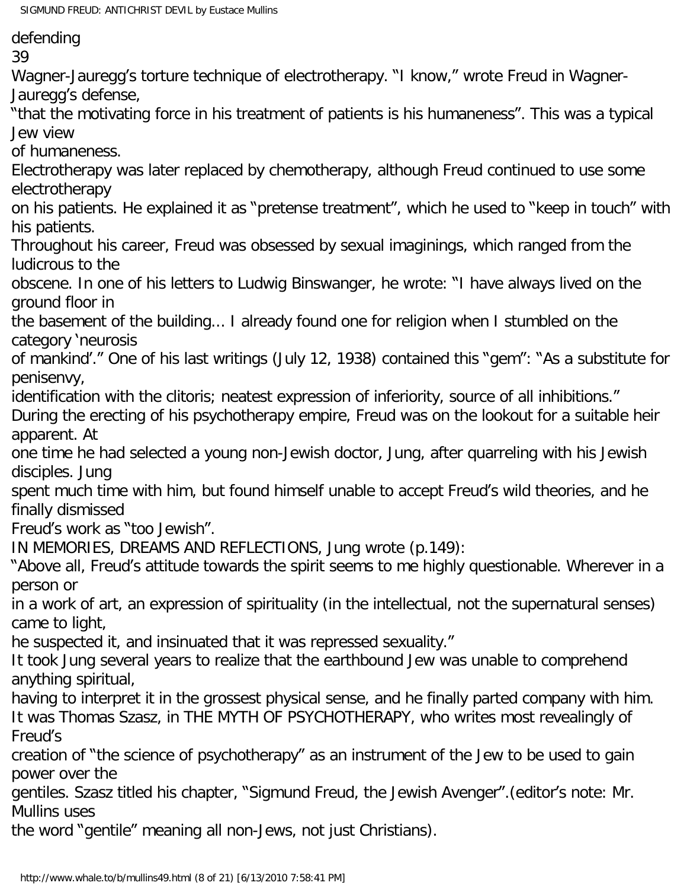defending [39] Wagner-Jauregg's torture technique of electrotherapy. "I know," wrote Freud in Wagner-Jauregg's defense, "that the motivating force in his treatment of patients is his humaneness". This was a typical Jew view of humaneness.

Electrotherapy was later replaced by chemotherapy, although Freud continued to use some electrotherapy on his patients. He explained it as "pretense treatment", which he used to "keep in touch" with his patients.

Throughout his career, Freud was obsessed by sexual imaginings, which ranged from the ludicrous to the obscene. In one of his letters to Ludwig Binswanger, he wrote: "I have always lived on the ground floor in the basement of the building... I already found one for religion when I stumbled on the category 'neurosis of mankind'." One of his last writings (July 12, 1938) contained this "gem": "As a substitute for penisenvy, identification with the clitoris; neatest expression of inferiority, source of all inhibitions."

During the erecting of his psychotherapy empire, Freud was on the lookout for a suitable heir apparent. At one time he had selected a young non-Jewish doctor, Jung, after quarreling with his Jewish disciples. Jung spent much time with him, but found himself unable to accept Freud's wild theories, and he finally dismissed Freud's work as "too Jewish".

IN MEMORIES, DREAMS AND REFLECTIONS, Jung wrote (p.149):

"Above all, Freud's attitude towards the spirit seems to me highly questionable. Wherever in a person or in a work of art, an expression of spirituality (in the intellectual, not the supernatural senses) came to light, he suspected it, and insinuated that it was repressed sexuality."

It took Jung several years to realize that the earthbound Jew was unable to comprehend anything spiritual, having to interpret it in the grossest physical sense, and he finally parted company with him.

It was Thomas Szasz, in THE MYTH OF PSYCHOTHERAPY, who writes most revealingly of Freud's creation of "the science of psychotherapy" as an instrument of the Jew to be used to gain power over the gentiles. Szasz titled his chapter, "Sigmund Freud, the Jewish Avenger".(editor's note: Mr. Mullins uses the word "gentile" meaning all non-Jews, not just Christians).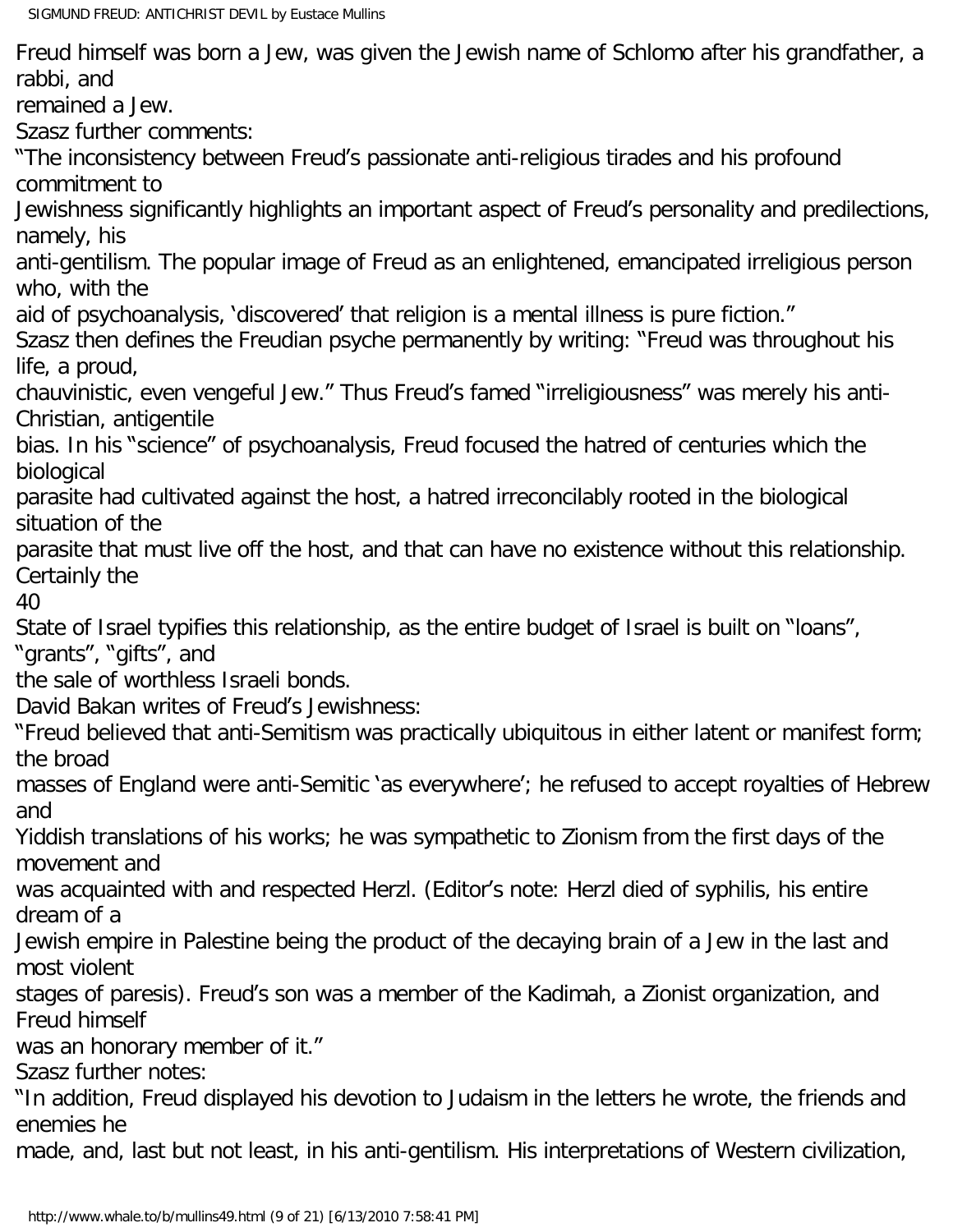Freud himself was born a Jew, was given the Jewish name of Schlomo after his grandfather, a rabbi, and remained a Jew.

Szasz further comments:

"The inconsistency between Freud's passionate anti-religious tirades and his profound commitment to Jewishness significantly highlights an important aspect of Freud's personality and predilections, namely, his anti-gentilism. The popular image of Freud as an enlightened, emancipated irreligious person who, with the aid of psychoanalysis, 'discovered' that religion is a mental illness is pure fiction."

Szasz then defines the Freudian psyche permanently by writing: "Freud was throughout his life, a proud, chauvinistic, even vengeful Jew." Thus Freud's famed "irreligiousness" was merely his anti-Christian, antigentile bias. In his "science" of psychoanalysis, Freud focused the hatred of centuries which the biological parasite had cultivated against the host, a hatred irreconcilably rooted in the biological situation of the parasite that must live off the host, and that can have no existence without this relationship. Certainly the

40

State of Israel typifies this relationship, as the entire budget of Israel is built on "loans", "grants", "gifts", and the sale of worthless Israeli bonds.

David Bakan writes of Freud's Jewishness:

"Freud believed that anti-Semitism was practically ubiquitous in either latent or manifest form; the broad masses of England were anti-Semitic 'as everywhere'; he refused to accept royalties of Hebrew and Yiddish translations of his works; he was sympathetic to Zionism from the first days of the movement and was acquainted with and respected Herzl. (Editor's note: Herzl died of syphilis, his entire dream of a Jewish empire in Palestine being the product of the decaying brain of a Jew in the last and most violent stages of paresis). Freud's son was a member of the Kadimah, a Zionist organization, and Freud himself was an honorary member of it."

Szasz further notes:

"In addition, Freud displayed his devotion to Judaism in the letters he wrote, the friends and enemies he made, and, last but not least, in his anti-gentilism. His interpretations of Western civilization,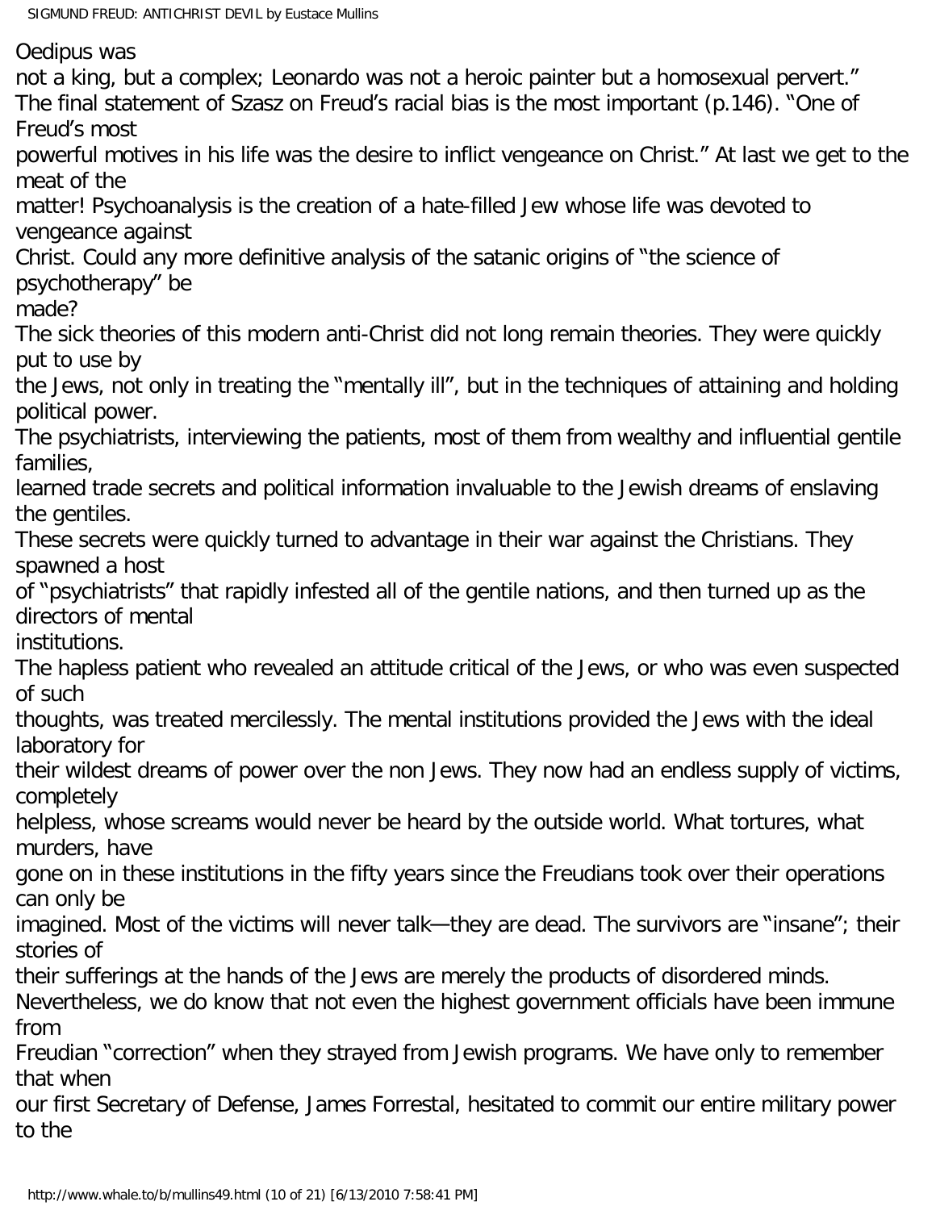Oedipus was not a king, but a complex; Leonardo was not a heroic painter but a homosexual pervert."

The final statement of Szasz on Freud's racial bias is the most important (p.146). "One of Freud's most powerful motives in his life was the desire to inflict vengeance on Christ." At last we get to the meat of the matter! Psychoanalysis is the creation of a hate-filled Jew whose life was devoted to vengeance against Christ. Could any more definitive analysis of the satanic origins of "the science of psychotherapy" be made?

The sick theories of this modern anti-Christ did not long remain theories. They were quickly put to use by the Jews, not only in treating the "mentally ill", but in the techniques of attaining and holding political power.

The psychiatrists, interviewing the patients, most of them from wealthy and influential gentile families, learned trade secrets and political information invaluable to the Jewish dreams of enslaving the gentiles.

These secrets were quickly turned to advantage in their war against the Christians. They spawned a host of "psychiatrists" that rapidly infested all of the gentile nations, and then turned up as the directors of mental institutions.

The hapless patient who revealed an attitude critical of the Jews, or who was even suspected of such thoughts, was treated mercilessly. The mental institutions provided the Jews with the ideal laboratory for their wildest dreams of power over the non Jews. They now had an endless supply of victims, completely helpless, whose screams would never be heard by the outside world. What tortures, what murders, have gone on in these institutions in the fifty years since the Freudians took over their operations can only be imagined. Most of the victims will never talk—they are dead. The survivors are "insane"; their stories of their sufferings at the hands of the Jews are merely the products of disordered minds.

Nevertheless, we do know that not even the highest government officials have been immune from Freudian "correction" when they strayed from Jewish programs. We have only to remember that when our first Secretary of Defense, James Forrestal, hesitated to commit our entire military power to the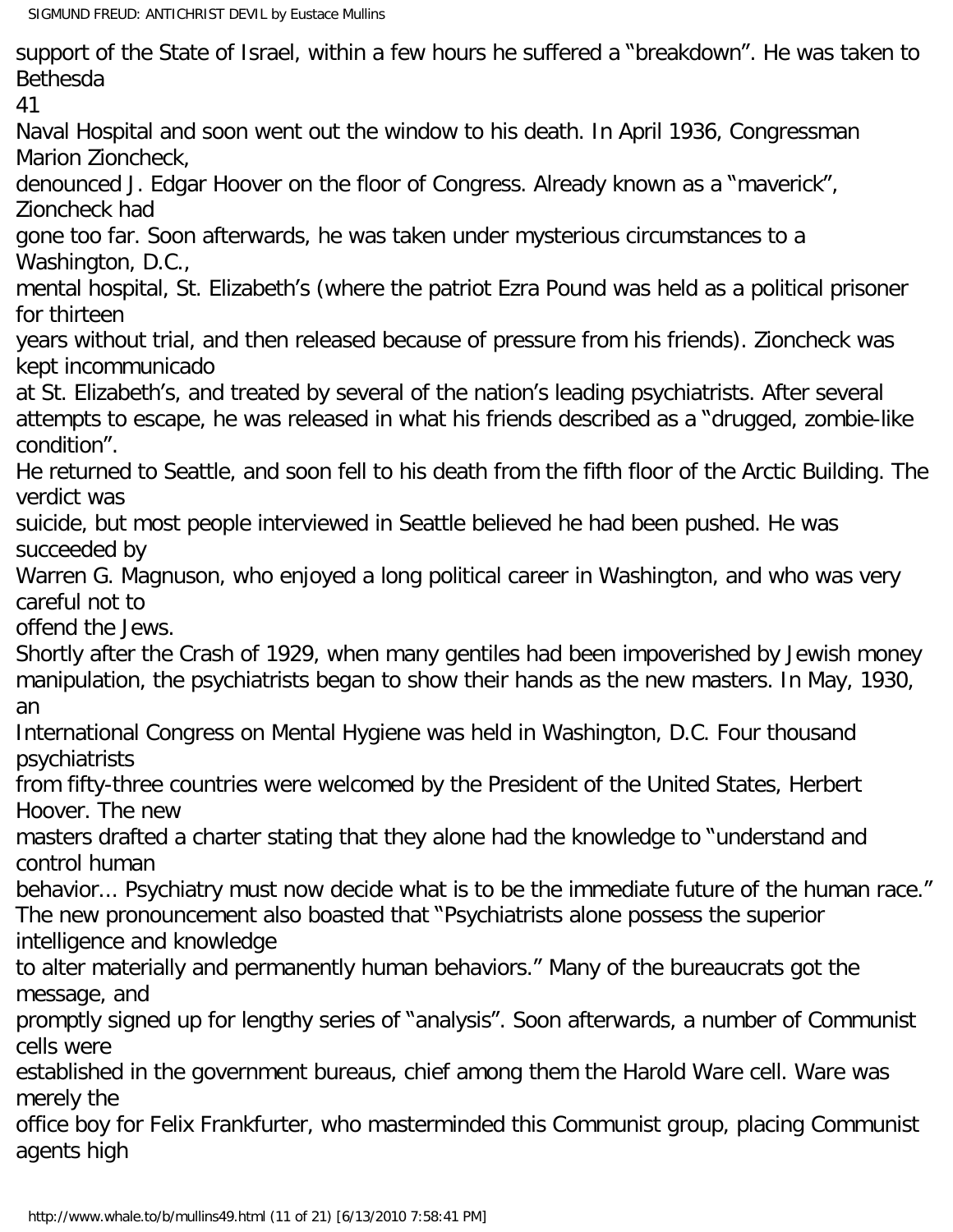support of the State of Israel, within a few hours he suffered a "breakdown". He was taken to Bethesda [41] Naval Hospital and soon went out the window to his death. In April 1936, Congressman Marion Zioncheck, denounced J. Edgar Hoover on the floor of Congress. Already known as a "maverick", Zioncheck had gone too far. Soon afterwards, he was taken under mysterious circumstances to a Washington, D.C., mental hospital, St. Elizabeth's (where the patriot Ezra Pound was held as a political prisoner for thirteen years without trial, and then released because of pressure from his friends). Zioncheck was kept incommunicado at St. Elizabeth's, and treated by several of the nation's leading psychiatrists. After several attempts to escape, he was released in what his friends described as a "drugged, zombie-like condition". He returned to Seattle, and soon fell to his death from the fifth floor of the Arctic Building. The verdict was suicide, but most people interviewed in Seattle believed he had been pushed. He was succeeded by Warren G. Magnuson, who enjoyed a long political career in Washington, and who was very careful not to offend the Jews.

Shortly after the Crash of 1929, when many gentiles had been impoverished by Jewish money manipulation, the psychiatrists began to show their hands as the new masters. In May, 1930, an International Congress on Mental Hygiene was held in Washington, D.C. Four thousand psychiatrists from fifty-three countries were welcomed by the President of the United States, Herbert Hoover. The new masters drafted a charter stating that they alone had the knowledge to "understand and control human behavior... Psychiatry must now decide what is to be the immediate future of the human race." The new pronouncement also boasted that "Psychiatrists alone possess the superior intelligence and knowledge to alter materially and permanently human behaviors." Many of the bureaucrats got the message, and promptly signed up for lengthy series of "analysis". Soon afterwards, a number of Communist cells were established in the government bureaus, chief among them the Harold Ware cell. Ware was merely the office boy for Felix Frankfurter, who masterminded this Communist group, placing Communist agents high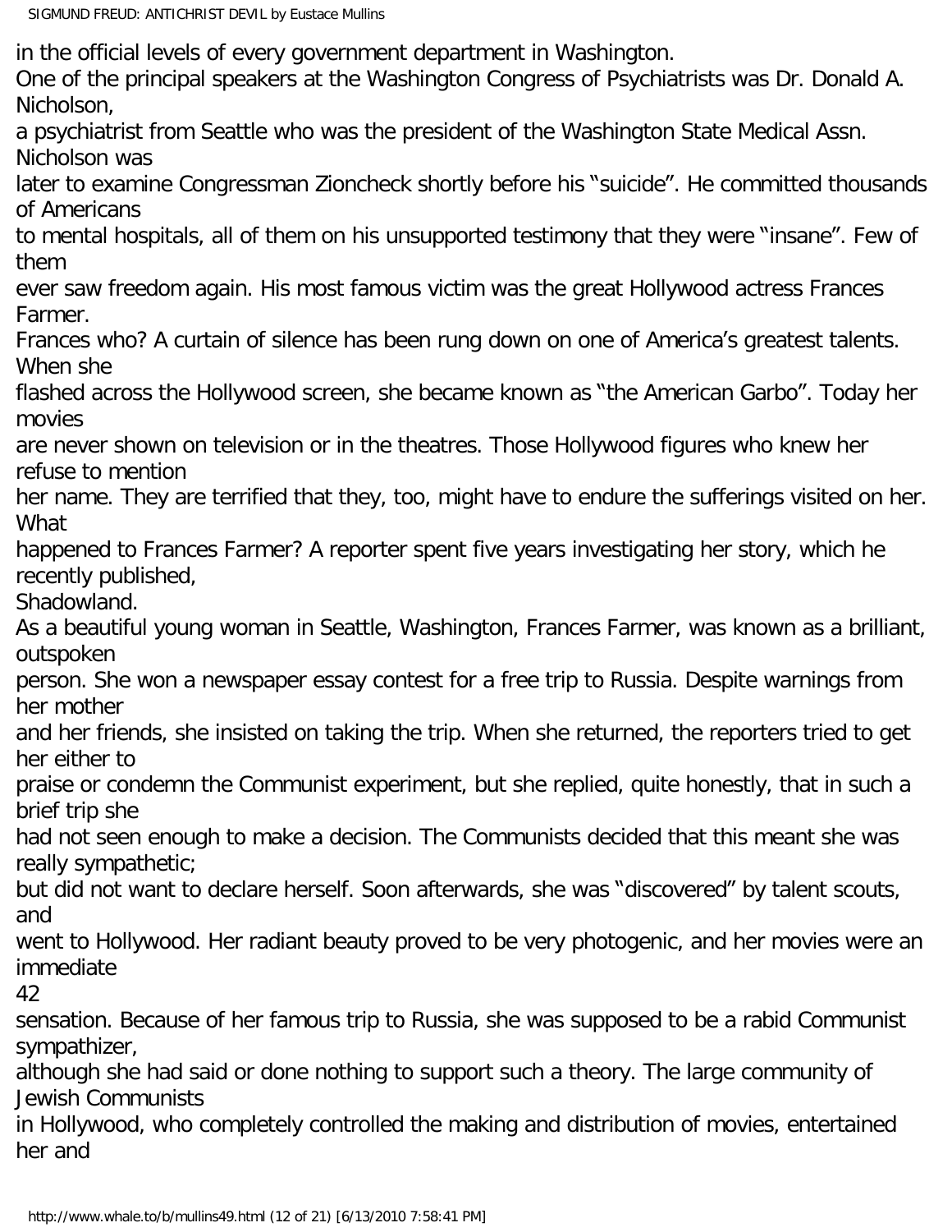in the official levels of every government department in Washington.

One of the principal speakers at the Washington Congress of Psychiatrists was Dr. Donald A. Nicholson, a psychiatrist from Seattle who was the president of the Washington State Medical Assn. Nicholson was later to examine Congressman Zioncheck shortly before his "suicide". He committed thousands of Americans to mental hospitals, all of them on his unsupported testimony that they were "insane". Few of them ever saw freedom again. His most famous victim was the great Hollywood actress Frances Farmer.

Frances who? A curtain of silence has been rung down on one of America's greatest talents. When she flashed across the Hollywood screen, she became known as "the American Garbo". Today her movies are never shown on television or in the theatres. Those Hollywood figures who knew her refuse to mention her name. They are terrified that they, too, might have to endure the sufferings visited on her. What happened to Frances Farmer? A reporter spent five years investigating her story, which he recently published, Shadowland.

As a beautiful young woman in Seattle, Washington, Frances Farmer, was known as a brilliant, outspoken person. She won a newspaper essay contest for a free trip to Russia. Despite warnings from her mother and her friends, she insisted on taking the trip. When she returned, the reporters tried to get her either to praise or condemn the Communist experiment, but she replied, quite honestly, that in such a brief trip she had not seen enough to make a decision. The Communists decided that this meant she was really sympathetic; but did not want to declare herself. Soon afterwards, she was "discovered" by talent scouts, and went to Hollywood. Her radiant beauty proved to be very photogenic, and her movies were an immediate sensation. Because of her famous trip to Russia, she was supposed to be a rabid Communist sympathizer, although she had said or done nothing to support such a theory. The large community of Jewish Communists in Hollywood, who completely controlled the making and distribution of movies, entertained her and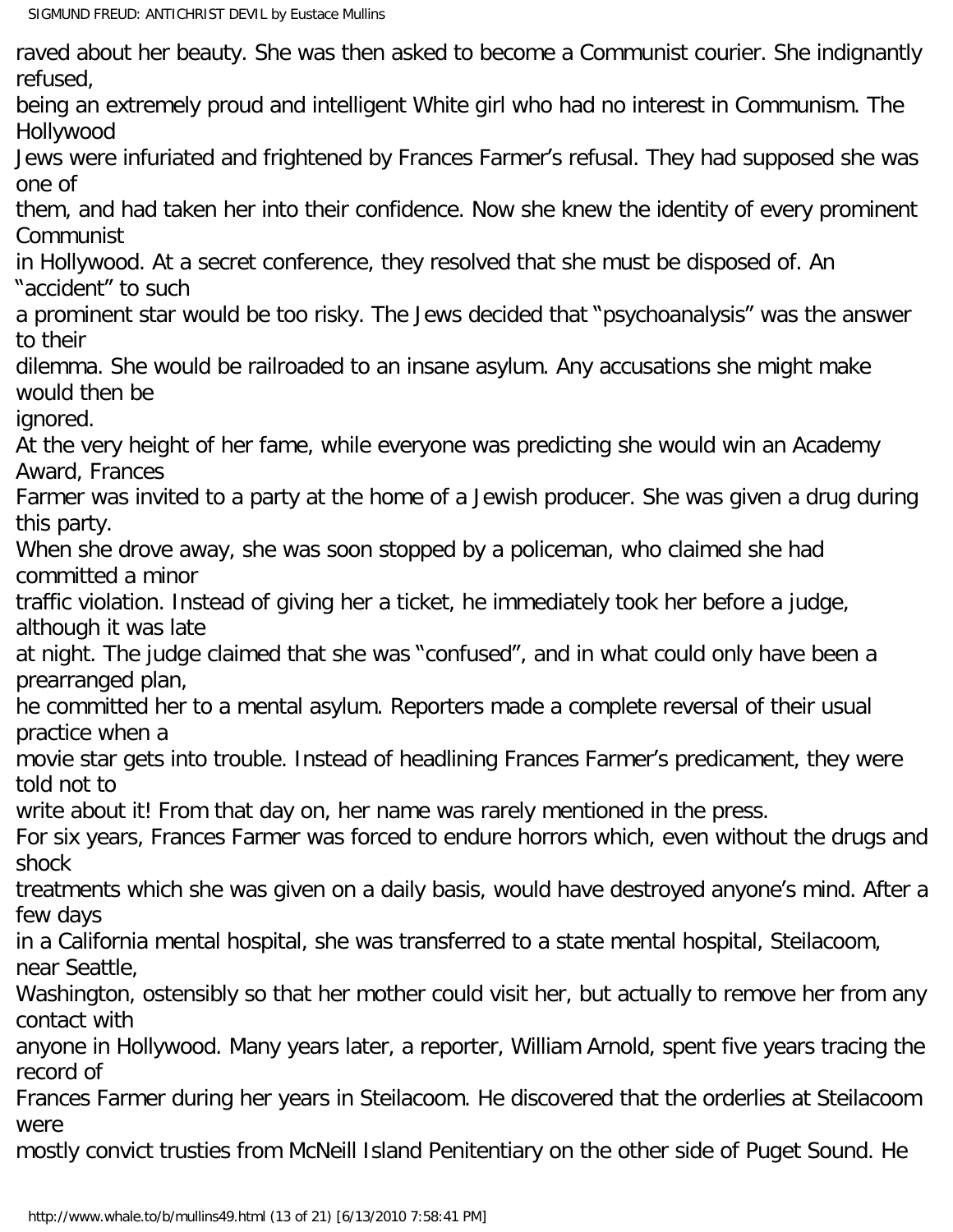raved about her beauty. She was then asked to become a Communist courier. She indignantly refused, being an extremely proud and intelligent White girl who had no interest in Communism. The Hollywood Jews were infuriated and frightened by Frances Farmer's refusal. They had supposed she was one of them, and had taken her into their confidence. Now she knew the identity of every prominent Communist in Hollywood. At a secret conference, they resolved that she must be disposed of. An "accident" to such a prominent star would be too risky. The Jews decided that "psychoanalysis" was the answer to their dilemma. She would be railroaded to an insane asylum. Any accusations she might make would then be ignored.

At the very height of her fame, while everyone was predicting she would win an Academy Award, Frances Farmer was invited to a party at the home of a Jewish producer. She was given a drug during this party. When she drove away, she was soon stopped by a policeman, who claimed she had committed a minor traffic violation. Instead of giving her a ticket, he immediately took her before a judge, although it was late at night. The judge claimed that she was "confused", and in what could only have been a prearranged plan, he committed her to a mental asylum. Reporters made a complete reversal of their usual practice when a movie star gets into trouble. Instead of headlining Frances Farmer's predicament, they were told not to write about it! From that day on, her name was rarely mentioned in the press.

For six years, Frances Farmer was forced to endure horrors which, even without the drugs and shock treatments which she was given on a daily basis, would have destroyed anyone's mind. After a few days in a California mental hospital, she was transferred to a state mental hospital, Steilacoom, near Seattle, Washington, ostensibly so that her mother could visit her, but actually to remove her from any contact with anyone in Hollywood. Many years later, a reporter, William Arnold, spent five years tracing the record of Frances Farmer during her years in Steilacoom. He discovered that the orderlies at Steilacoom were mostly convict trusties from McNeill Island Penitentiary on the other side of Puget Sound. He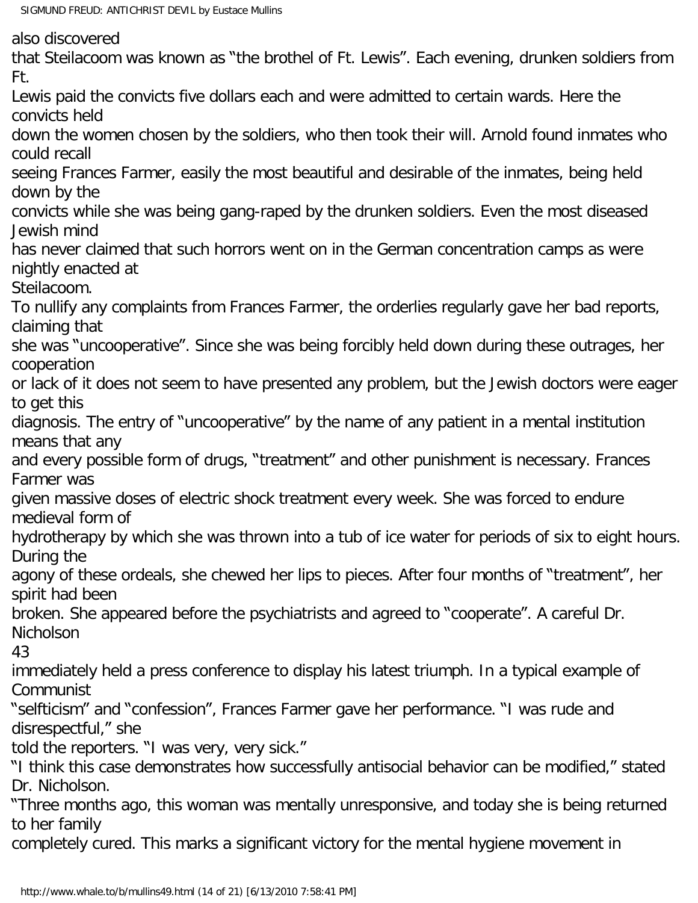also discovered that Steilacoom was known as "the brothel of Ft. Lewis". Each evening, drunken soldiers from Ft. Lewis paid the convicts five dollars each and were admitted to certain wards. Here the convicts held down the women chosen by the soldiers, who then took their will. Arnold found inmates who could recall seeing Frances Farmer, easily the most beautiful and desirable of the inmates, being held down by the convicts while she was being gang-raped by the drunken soldiers. Even the most diseased Jewish mind has never claimed that such horrors went on in the German concentration camps as were nightly enacted at Steilacoom.

To nullify any complaints from Frances Farmer, the orderlies regularly gave her bad reports, claiming that she was "uncooperative". Since she was being forcibly held down during these outrages, her cooperation or lack of it does not seem to have presented any problem, but the Jewish doctors were eager to get this diagnosis. The entry of "uncooperative" by the name of any patient in a mental institution means that any and every possible form of drugs, "treatment" and other punishment is necessary. Frances Farmer was given massive doses of electric shock treatment every week. She was forced to endure medieval form of hydrotherapy by which she was thrown into a tub of ice water for periods of six to eight hours. During the agony of these ordeals, she chewed her lips to pieces. After four months of "treatment", her spirit had been broken. She appeared before the psychiatrists and agreed to "cooperate". A careful Dr. Nicholson immediately held a press conference to display his latest triumph. In a typical example of Communist "selfticism" and "confession", Frances Farmer gave her performance. "I was rude and disrespectful," she told the reporters. "I was very, very sick."

"I think this case demonstrates how successfully antisocial behavior can be modified," stated Dr. Nicholson. "Three months ago, this woman was mentally unresponsive, and today she is being returned to her family completely cured. This marks a significant victory for the mental hygiene movement in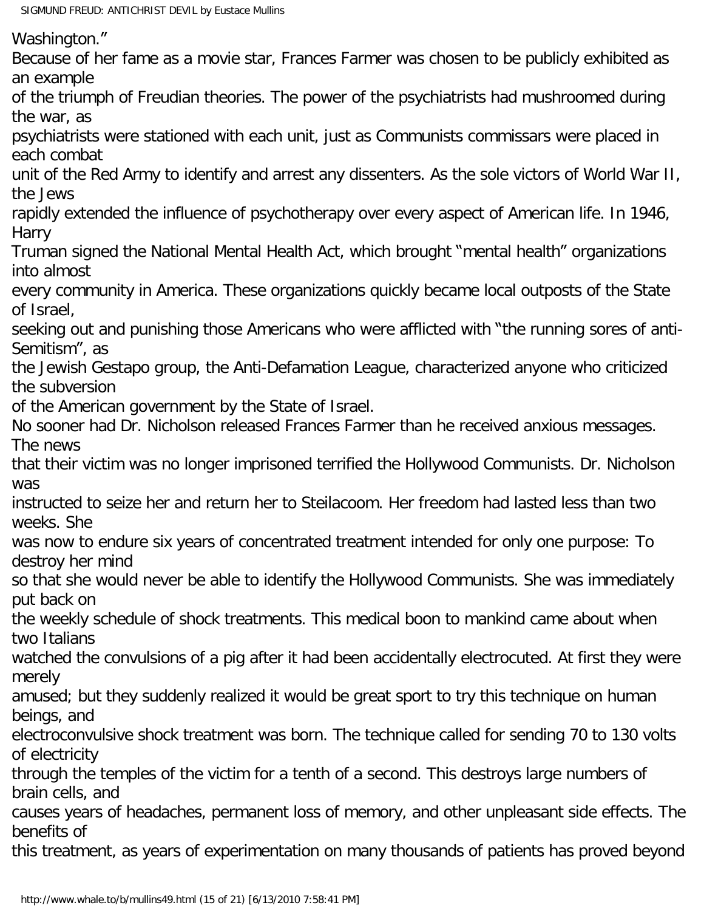Washington."

Because of her fame as a movie star, Frances Farmer was chosen to be publicly exhibited as an example of the triumph of Freudian theories. The power of the psychiatrists had mushroomed during the war, as psychiatrists were stationed with each unit, just as Communists commissars were placed in each combat unit of the Red Army to identify and arrest any dissenters. As the sole victors of World War II, the Jews rapidly extended the influence of psychotherapy over every aspect of American life. In 1946, Harry Truman signed the National Mental Health Act, which brought "mental health" organizations into almost every community in America. These organizations quickly became local outposts of the State of Israel, seeking out and punishing those Americans who were afflicted with "the running sores of anti-Semitism", as the Jewish Gestapo group, the Anti-Defamation League, characterized anyone who criticized the subversion of the American government by the State of Israel.

No sooner had Dr. Nicholson released Frances Farmer than he received anxious messages. The news that their victim was no longer imprisoned terrified the Hollywood Communists. Dr. Nicholson was instructed to seize her and return her to Steilacoom. Her freedom had lasted less than two weeks. She was now to endure six years of concentrated treatment intended for only one purpose: To destroy her mind so that she would never be able to identify the Hollywood Communists. She was immediately put back on the weekly schedule of shock treatments. This medical boon to mankind came about when two Italians watched the convulsions of a pig after it had been accidentally electrocuted. At first they were merely amused; but they suddenly realized it would be great sport to try this technique on human beings, and electroconvulsive shock treatment was born. The technique called for sending 70 to 130 volts of electricity through the temples of the victim for a tenth of a second. This destroys large numbers of brain cells, and causes years of headaches, permanent loss of memory, and other unpleasant side effects. The benefits of this treatment, as years of experimentation on many thousands of patients has proved beyond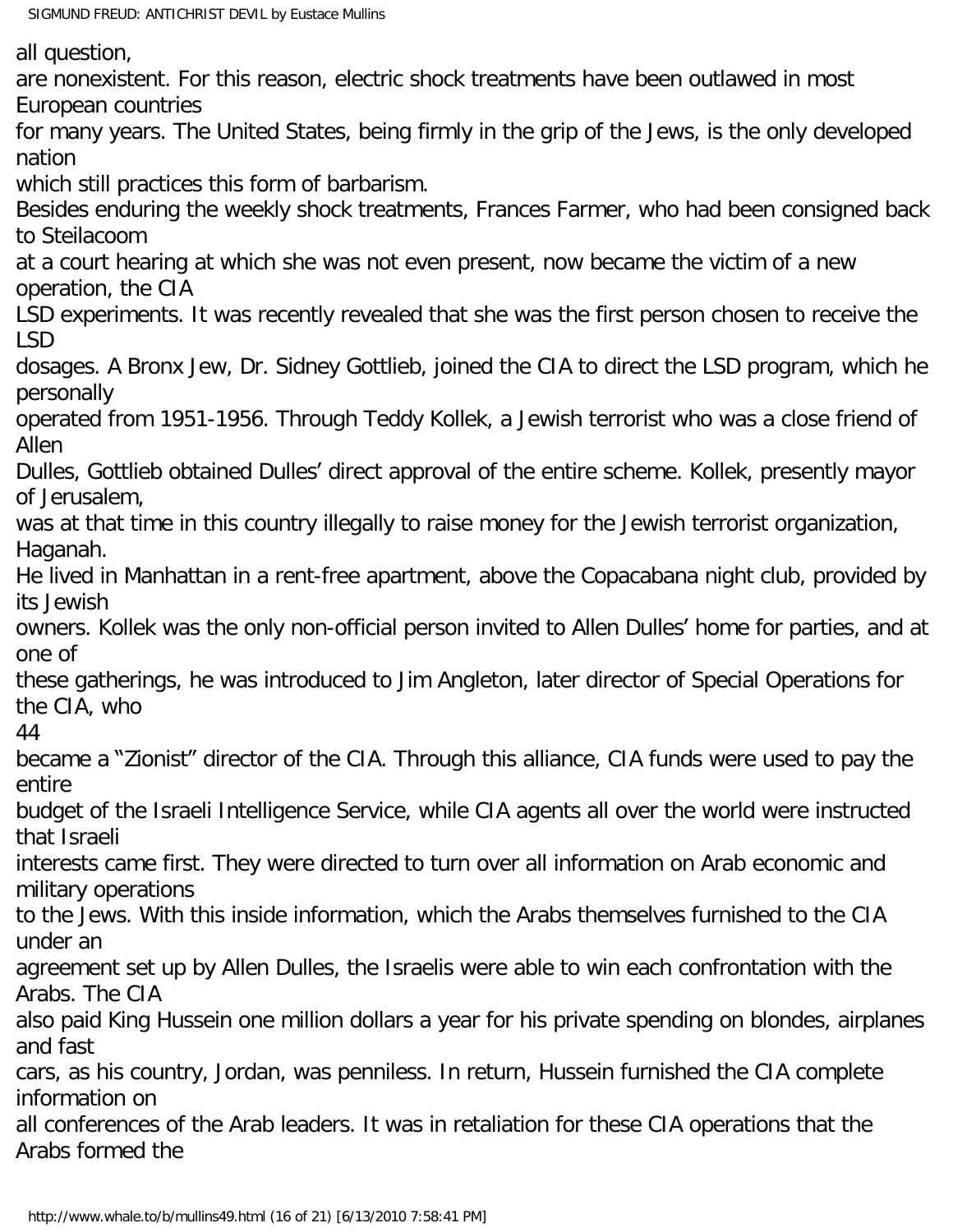all question, are nonexistent. For this reason, electric shock treatments have been outlawed in most European countries for many years. The United States, being firmly in the grip of the Jews, is the only developed nation which still practices this form of barbarism.

Besides enduring the weekly shock treatments, Frances Farmer, who had been consigned back to Steilacoom at a court hearing at which she was not even present, now became the victim of a new operation, the CIA LSD experiments. It was recently revealed that she was the first person chosen to receive the LSD dosages. A Bronx Jew, Dr. Sidney Gottlieb, joined the CIA to direct the LSD program, which he personally operated from 1951-1956. Through Teddy Kollek, a Jewish terrorist who was a close friend of Allen Dulles, Gottlieb obtained Dulles' direct approval of the entire scheme. Kollek, presently mayor of Jerusalem, was at that time in this country illegally to raise money for the Jewish terrorist organization, Haganah. He lived in Manhattan in a rent-free apartment, above the Copacabana night club, provided by its Jewish owners. Kollek was the only non-official person invited to Allen Dulles' home for parties, and at one of these gatherings, he was introduced to Jim Angleton, later director of Special Operations for the CIA, who became a "Zionist" director of the CIA. Through this alliance, CIA funds were used to pay the entire budget of the Israeli Intelligence Service, while CIA agents all over the world were instructed that Israeli interests came first. They were directed to turn over all information on Arab economic and military operations to the Jews. With this inside information, which the Arabs themselves furnished to the CIA under an agreement set up by Allen Dulles, the Israelis were able to win each confrontation with the Arabs. The CIA also paid King Hussein one million dollars a year for his private spending on blondes, airplanes and fast cars, as his country, Jordan, was penniless. In return, Hussein furnished the CIA complete information on all conferences of the Arab leaders. It was in retaliation for these CIA operations that the Arabs formed the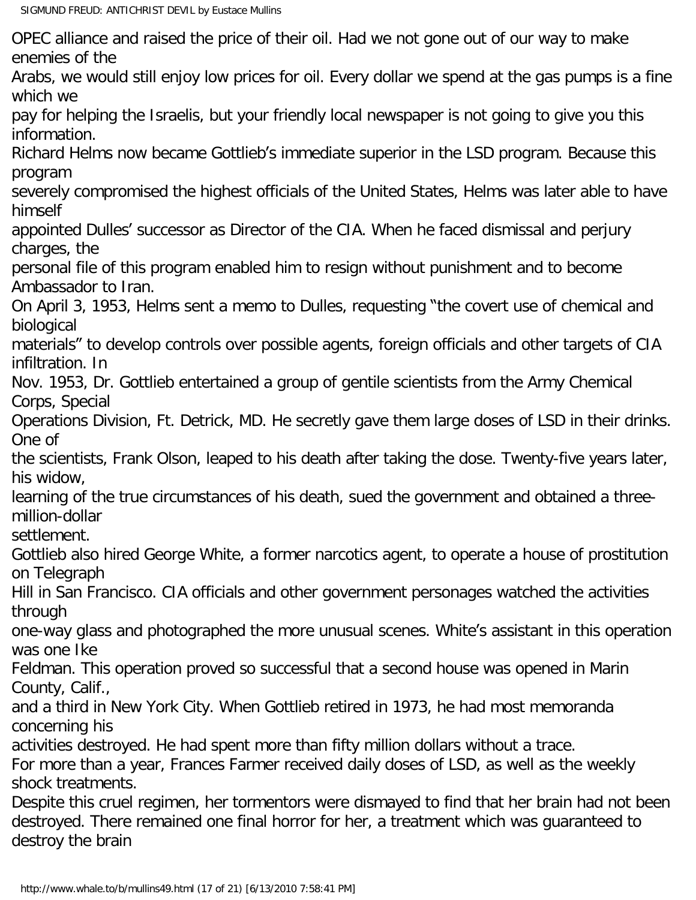OPEC alliance and raised the price of their oil. Had we not gone out of our way to make enemies of the Arabs, we would still enjoy low prices for oil. Every dollar we spend at the gas pumps is a fine which we pay for helping the Israelis, but your friendly local newspaper is not going to give you this information.

Richard Helms now became Gottlieb's immediate superior in the LSD program. Because this program severely compromised the highest officials of the United States, Helms was later able to have himself appointed Dulles' successor as Director of the CIA. When he faced dismissal and perjury charges, the personal file of this program enabled him to resign without punishment and to become Ambassador to Iran.

On April 3, 1953, Helms sent a memo to Dulles, requesting "the covert use of chemical and biological materials" to develop controls over possible agents, foreign officials and other targets of CIA infiltration. In Nov. 1953, Dr. Gottlieb entertained a group of gentile scientists from the Army Chemical Corps, Special Operations Division, Ft. Detrick, MD. He secretly gave them large doses of LSD in their drinks. One of the scientists, Frank Olson, leaped to his death after taking the dose. Twenty-five years later, his widow, learning of the true circumstances of his death, sued the government and obtained a three-million-dollar settlement.

Gottlieb also hired George White, a former narcotics agent, to operate a house of prostitution on Telegraph Hill in San Francisco. CIA officials and other government personages watched the activities through one-way glass and photographed the more unusual scenes. White's assistant in this operation was one Ike Feldman. This operation proved so successful that a second house was opened in Marin County, Calif., and a third in New York City. When Gottlieb retired in 1973, he had most memoranda concerning his activities destroyed. He had spent more than fifty million dollars without a trace.

For more than a year, Frances Farmer received daily doses of LSD, as well as the weekly shock treatments. Despite this cruel regimen, her tormentors were dismayed to find that her brain had not been destroyed. There remained one final horror for her, a treatment which was guaranteed to destroy the brain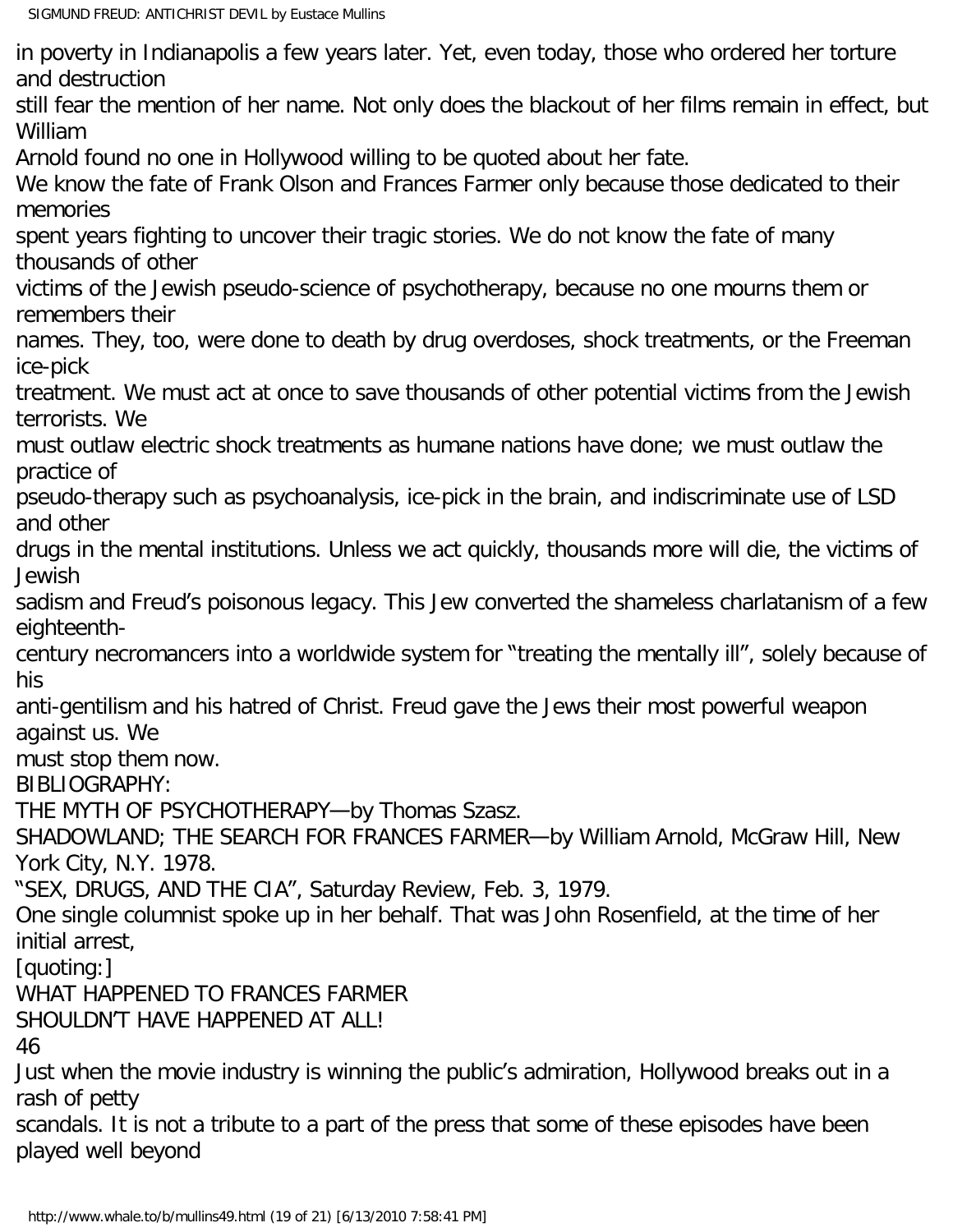in poverty in Indianapolis a few years later. Yet, even today, those who ordered her torture and destruction still fear the mention of her name. Not only does the blackout of her films remain in effect, but William Arnold found no one in Hollywood willing to be quoted about her fate.

We know the fate of Frank Olson and Frances Farmer only because those dedicated to their memories spent years fighting to uncover their tragic stories. We do not know the fate of many thousands of other victims of the Jewish pseudo-science of psychotherapy, because no one mourns them or remembers their names. They, too, were done to death by drug overdoses, shock treatments, or the Freeman ice-pick treatment. We must act at once to save thousands of other potential victims from the Jewish terrorists. We must outlaw electric shock treatments as humane nations have done; we must outlaw the practice of pseudo-therapy such as psychoanalysis, ice-pick in the brain, and indiscriminate use of LSD and other drugs in the mental institutions. Unless we act quickly, thousands more will die, the victims of Jewish sadism and Freud's poisonous legacy. This Jew converted the shameless charlatanism of a few eighteenth-century necromancers into a worldwide system for "treating the mentally ill", solely because of his anti-gentilism and his hatred of Christ. Freud gave the Jews their most powerful weapon against us. We must stop them now.

BIBLIOGRAPHY:

THE MYTH OF PSYCHOTHERAPY—by Thomas Szasz.

SHADOWLAND; THE SEARCH FOR FRANCES FARMER—by William Arnold, McGraw Hill, New York City, N.Y. 1978.

"SEX, DRUGS, AND THE CIA", Saturday Review, Feb. 3, 1979.

One single columnist spoke up in her behalf. That was John Rosenfield, at the time of her initial arrest,

[quoting:]

WHAT HAPPENED TO FRANCES FARMER
SHOULDN'T HAVE HAPPENED AT ALL!

Just when the movie industry is winning the public's admiration, Hollywood breaks out in a rash of petty scandals. It is not a tribute to a part of the press that some of these episodes have been played well beyond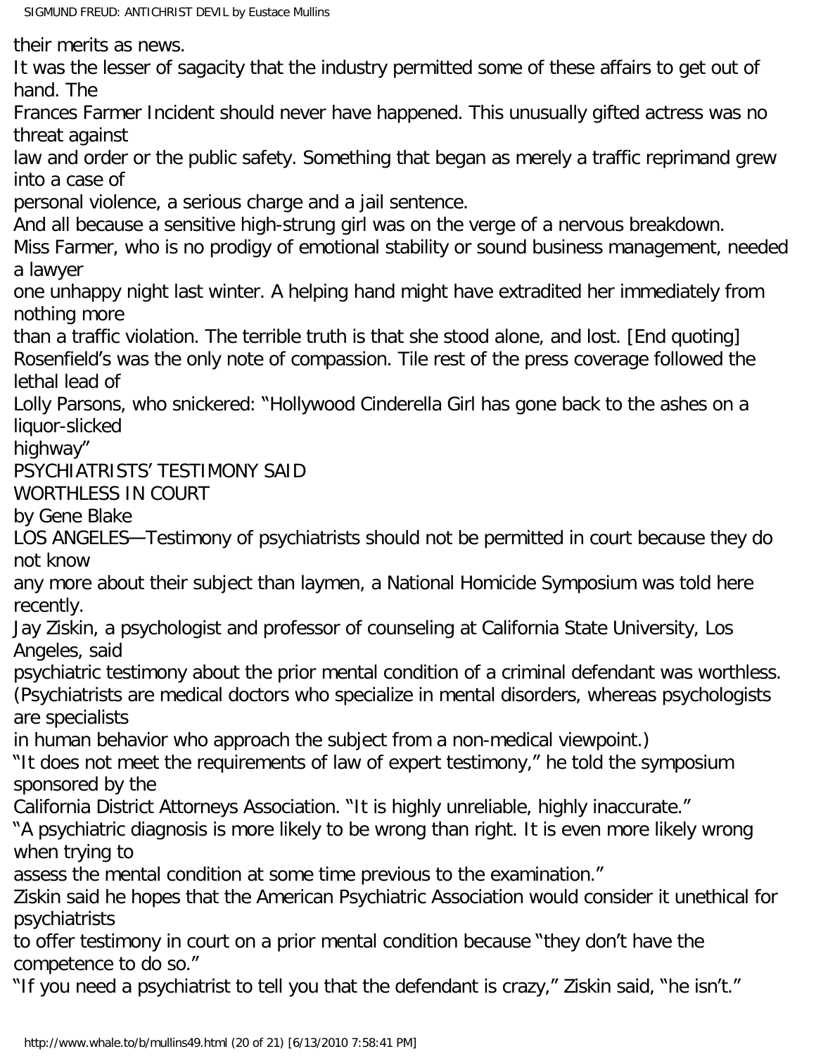their merits as news.

It was the lesser of sagacity that the industry permitted some of these affairs to get out of hand. The Frances Farmer Incident should never have happened. This unusually gifted actress was no threat against law and order or the public safety. Something that began as merely a traffic reprimand grew into a case of personal violence, a serious charge and a jail sentence.

And all because a sensitive high-strung girl was on the verge of a nervous breakdown.

Miss Farmer, who is no prodigy of emotional stability or sound business management, needed a lawyer one unhappy night last winter. A helping hand might have extradited her immediately from nothing more than a traffic violation. The terrible truth is that she stood alone, and lost. [End quoting]

Rosenfield's was the only note of compassion. Tile rest of the press coverage followed the lethal lead of Lolly Parsons, who snickered: "Hollywood Cinderella Girl has gone back to the ashes on a liquor-slicked highway"

## PSYCHIATRISTS' TESTIMONY SAID WORTHLESS IN COURT

by Gene Blake

LOS ANGELES—Testimony of psychiatrists should not be permitted in court because they do not know any more about their subject than laymen, a National Homicide Symposium was told here recently.

Jay Ziskin, a psychologist and professor of counseling at California State University, Los Angeles, said psychiatric testimony about the prior mental condition of a criminal defendant was worthless.

(Psychiatrists are medical doctors who specialize in mental disorders, whereas psychologists are specialists in human behavior who approach the subject from a non-medical viewpoint.)

"It does not meet the requirements of law of expert testimony," he told the symposium sponsored by the California District Attorneys Association. "It is highly unreliable, highly inaccurate."

"A psychiatric diagnosis is more likely to be wrong than right. It is even more likely wrong when trying to assess the mental condition at some time previous to the examination."

Ziskin said he hopes that the American Psychiatric Association would consider it unethical for psychiatrists to offer testimony in court on a prior mental condition because "they don't have the competence to do so."

"If you need a psychiatrist to tell you that the defendant is crazy," Ziskin said, "he isn't."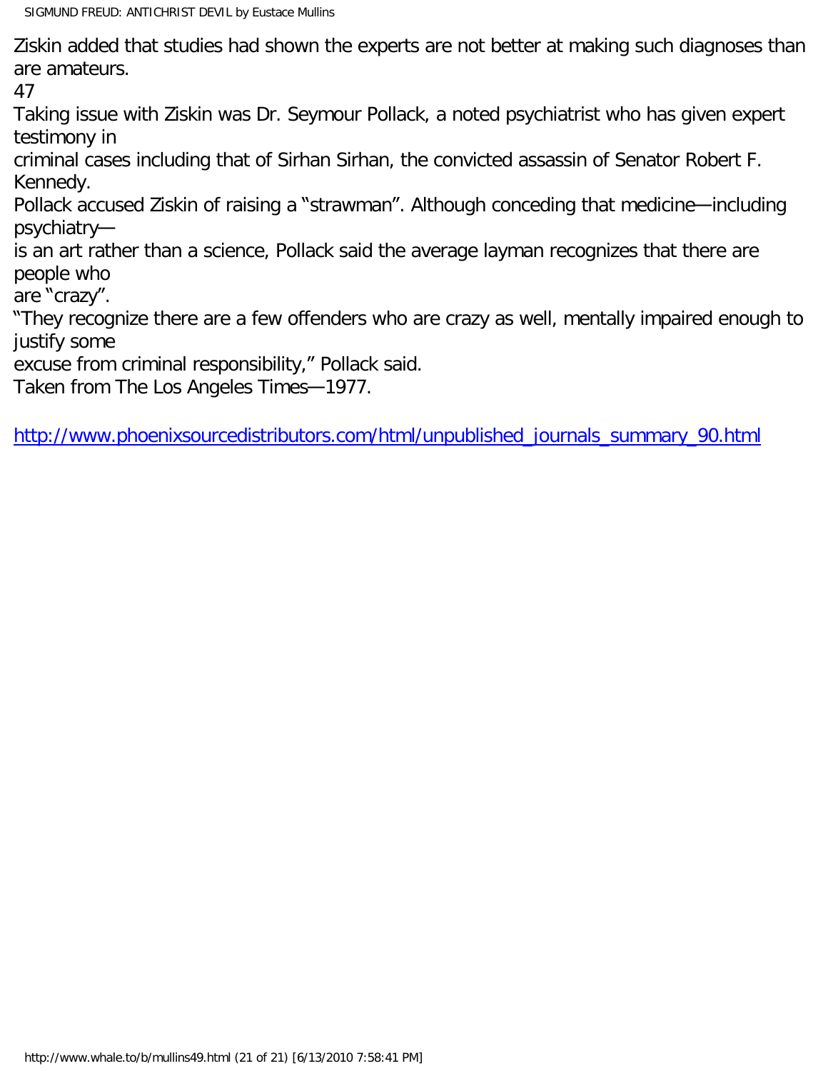Ziskin added that studies had shown the experts are not better at making such diagnoses than are amateurs.

47

Taking issue with Ziskin was Dr. Seymour Pollack, a noted psychiatrist who has given expert testimony in criminal cases including that of Sirhan Sirhan, the convicted assassin of Senator Robert F. Kennedy.

Pollack accused Ziskin of raising a "strawman". Although conceding that medicine—including psychiatry—is an art rather than a science, Pollack said the average layman recognizes that there are people who are "crazy".

"They recognize there are a few offenders who are crazy as well, mentally impaired enough to justify some excuse from criminal responsibility," Pollack said.

Taken from The Los Angeles Times—1977.

http://www.phoenixsourcedistributors.com/html/unpublished_journals_summary_90.html